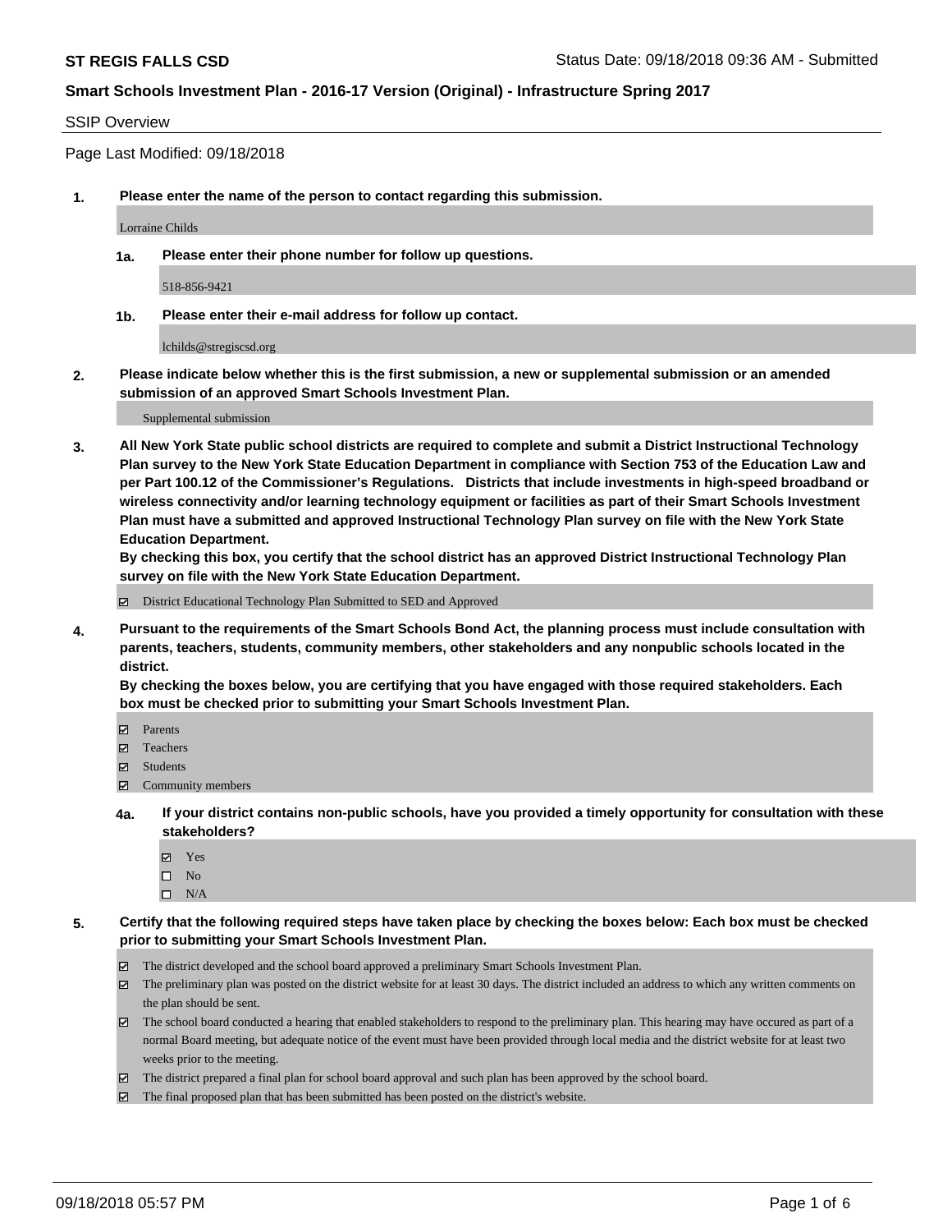**ST REGIS FALLS CSD** Status Date: 09/18/2018 09:36 AM - Submitted

**Smart Schools Investment Plan - 2016-17 Version (Original) - Infrastructure Spring 2017**

SSIP Overview

Page Last Modified: 09/18/2018

**1. Please enter the name of the person to contact regarding this submission.**

Lorraine Childs

**1a. Please enter their phone number for follow up questions.**

518-856-9421

**1b. Please enter their e-mail address for follow up contact.**

lchilds@stregiscsd.org

**2. Please indicate below whether this is the first submission, a new or supplemental submission or an amended submission of an approved Smart Schools Investment Plan.**

Supplemental submission

**3. All New York State public school districts are required to complete and submit a District Instructional Technology Plan survey to the New York State Education Department in compliance with Section 753 of the Education Law and per Part 100.12 of the Commissioner's Regulations. Districts that include investments in high-speed broadband or wireless connectivity and/or learning technology equipment or facilities as part of their Smart Schools Investment Plan must have a submitted and approved Instructional Technology Plan survey on file with the New York State Education Department.**
**By checking this box, you certify that the school district has an approved District Instructional Technology Plan survey on file with the New York State Education Department.**

☑ District Educational Technology Plan Submitted to SED and Approved

**4. Pursuant to the requirements of the Smart Schools Bond Act, the planning process must include consultation with parents, teachers, students, community members, other stakeholders and any nonpublic schools located in the district.**
**By checking the boxes below, you are certifying that you have engaged with those required stakeholders. Each box must be checked prior to submitting your Smart Schools Investment Plan.**

- ☑ Parents
- ☑ Teachers
- ☑ Students
- ☑ Community members

**4a. If your district contains non-public schools, have you provided a timely opportunity for consultation with these stakeholders?**

- ☑ Yes
- ☐ No
- ☐ N/A

**5. Certify that the following required steps have taken place by checking the boxes below: Each box must be checked prior to submitting your Smart Schools Investment Plan.**

- ☑ The district developed and the school board approved a preliminary Smart Schools Investment Plan.
- ☑ The preliminary plan was posted on the district website for at least 30 days. The district included an address to which any written comments on the plan should be sent.
- ☑ The school board conducted a hearing that enabled stakeholders to respond to the preliminary plan. This hearing may have occured as part of a normal Board meeting, but adequate notice of the event must have been provided through local media and the district website for at least two weeks prior to the meeting.
- ☑ The district prepared a final plan for school board approval and such plan has been approved by the school board.
- ☑ The final proposed plan that has been submitted has been posted on the district's website.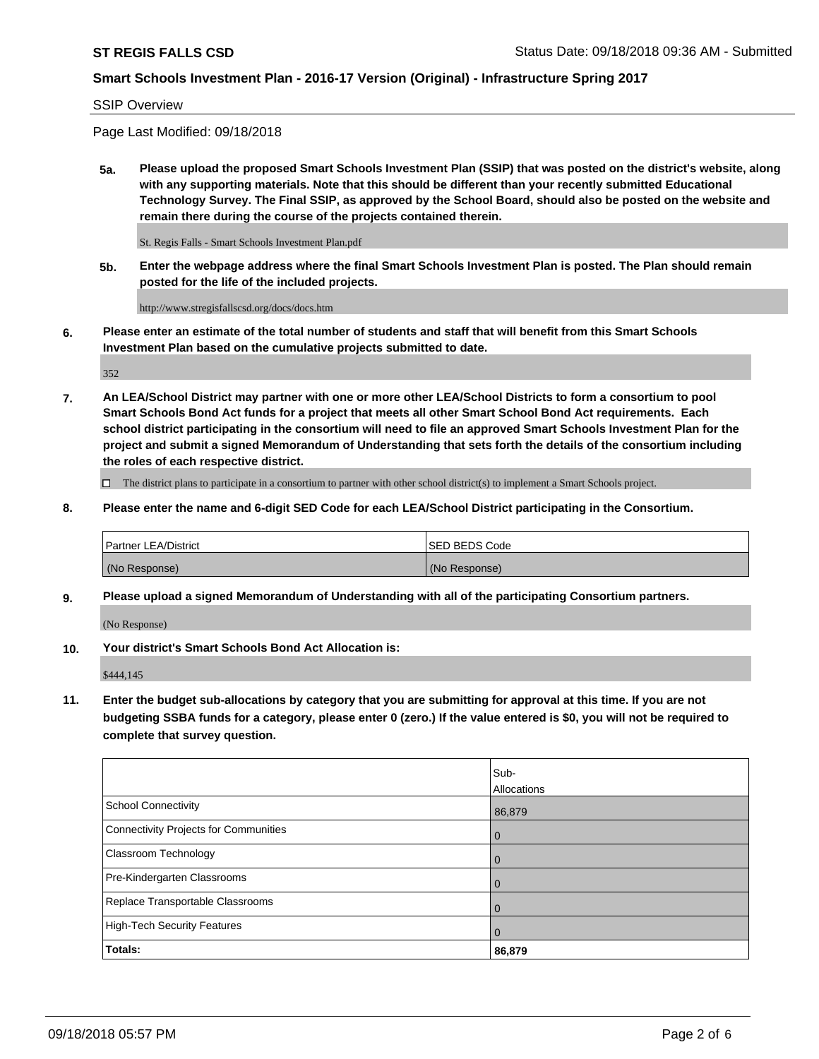SSIP Overview

Page Last Modified: 09/18/2018

**5a. Please upload the proposed Smart Schools Investment Plan (SSIP) that was posted on the district's website, along with any supporting materials. Note that this should be different than your recently submitted Educational Technology Survey. The Final SSIP, as approved by the School Board, should also be posted on the website and remain there during the course of the projects contained therein.**

St. Regis Falls - Smart Schools Investment Plan.pdf

**5b. Enter the webpage address where the final Smart Schools Investment Plan is posted. The Plan should remain posted for the life of the included projects.**

http://www.stregisfallscsd.org/docs/docs.htm

**6. Please enter an estimate of the total number of students and staff that will benefit from this Smart Schools Investment Plan based on the cumulative projects submitted to date.**

352

**7. An LEA/School District may partner with one or more other LEA/School Districts to form a consortium to pool Smart Schools Bond Act funds for a project that meets all other Smart School Bond Act requirements. Each school district participating in the consortium will need to file an approved Smart Schools Investment Plan for the project and submit a signed Memorandum of Understanding that sets forth the details of the consortium including the roles of each respective district.**

☐ The district plans to participate in a consortium to partner with other school district(s) to implement a Smart Schools project.

**8. Please enter the name and 6-digit SED Code for each LEA/School District participating in the Consortium.**

| Partner LEA/District | SED BEDS Code |
|---|---|
| (No Response) | (No Response) |

**9. Please upload a signed Memorandum of Understanding with all of the participating Consortium partners.**

(No Response)

**10. Your district's Smart Schools Bond Act Allocation is:**

$444,145

**11. Enter the budget sub-allocations by category that you are submitting for approval at this time. If you are not budgeting SSBA funds for a category, please enter 0 (zero.) If the value entered is $0, you will not be required to complete that survey question.**

| | Sub-Allocations |
|---|---|
| School Connectivity | 86,879 |
| Connectivity Projects for Communities | 0 |
| Classroom Technology | 0 |
| Pre-Kindergarten Classrooms | 0 |
| Replace Transportable Classrooms | 0 |
| High-Tech Security Features | 0 |
| **Totals:** | **86,879** |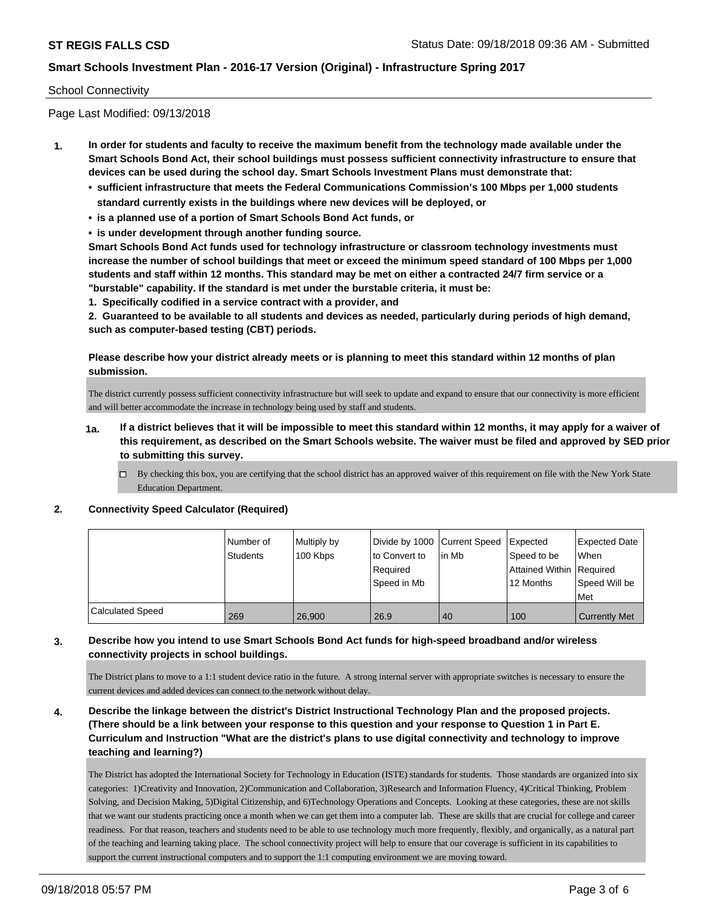**ST REGIS FALLS CSD** Status Date: 09/18/2018 09:36 AM - Submitted

**Smart Schools Investment Plan - 2016-17 Version (Original) - Infrastructure Spring 2017**

School Connectivity

Page Last Modified: 09/13/2018

1. **In order for students and faculty to receive the maximum benefit from the technology made available under the Smart Schools Bond Act, their school buildings must possess sufficient connectivity infrastructure to ensure that devices can be used during the school day. Smart Schools Investment Plans must demonstrate that:**
   - **sufficient infrastructure that meets the Federal Communications Commission's 100 Mbps per 1,000 students standard currently exists in the buildings where new devices will be deployed, or**
   - **is a planned use of a portion of Smart Schools Bond Act funds, or**
   - **is under development through another funding source.**

   **Smart Schools Bond Act funds used for technology infrastructure or classroom technology investments must increase the number of school buildings that meet or exceed the minimum speed standard of 100 Mbps per 1,000 students and staff within 12 months. This standard may be met on either a contracted 24/7 firm service or a "burstable" capability. If the standard is met under the burstable criteria, it must be:**

   **1. Specifically codified in a service contract with a provider, and**

   **2. Guaranteed to be available to all students and devices as needed, particularly during periods of high demand, such as computer-based testing (CBT) periods.**

   **Please describe how your district already meets or is planning to meet this standard within 12 months of plan submission.**

   The district currently possess sufficient connectivity infrastructure but will seek to update and expand to ensure that our connectivity is more efficient and will better accommodate the increase in technology being used by staff and students.

   **1a. If a district believes that it will be impossible to meet this standard within 12 months, it may apply for a waiver of this requirement, as described on the Smart Schools website. The waiver must be filed and approved by SED prior to submitting this survey.**

   ☐ By checking this box, you are certifying that the school district has an approved waiver of this requirement on file with the New York State Education Department.

2. **Connectivity Speed Calculator (Required)**

| | Number of Students | Multiply by 100 Kbps | Divide by 1000 to Convert to Required Speed in Mb | Current Speed in Mb | Expected Speed to be Attained Within 12 Months | Expected Date When Required Speed Will be Met |
|---|---|---|---|---|---|---|
| Calculated Speed | 269 | 26,900 | 26.9 | 40 | 100 | Currently Met |

3. **Describe how you intend to use Smart Schools Bond Act funds for high-speed broadband and/or wireless connectivity projects in school buildings.**

   The District plans to move to a 1:1 student device ratio in the future. A strong internal server with appropriate switches is necessary to ensure the current devices and added devices can connect to the network without delay.

4. **Describe the linkage between the district's District Instructional Technology Plan and the proposed projects. (There should be a link between your response to this question and your response to Question 1 in Part E. Curriculum and Instruction "What are the district's plans to use digital connectivity and technology to improve teaching and learning?)**

   The District has adopted the International Society for Technology in Education (ISTE) standards for students. Those standards are organized into six categories: 1)Creativity and Innovation, 2)Communication and Collaboration, 3)Research and Information Fluency, 4)Critical Thinking, Problem Solving, and Decision Making, 5)Digital Citizenship, and 6)Technology Operations and Concepts. Looking at these categories, these are not skills that we want our students practicing once a month when we can get them into a computer lab. These are skills that are crucial for college and career readiness. For that reason, teachers and students need to be able to use technology much more frequently, flexibly, and organically, as a natural part of the teaching and learning taking place. The school connectivity project will help to ensure that our coverage is sufficient in its capabilities to support the current instructional computers and to support the 1:1 computing environment we are moving toward.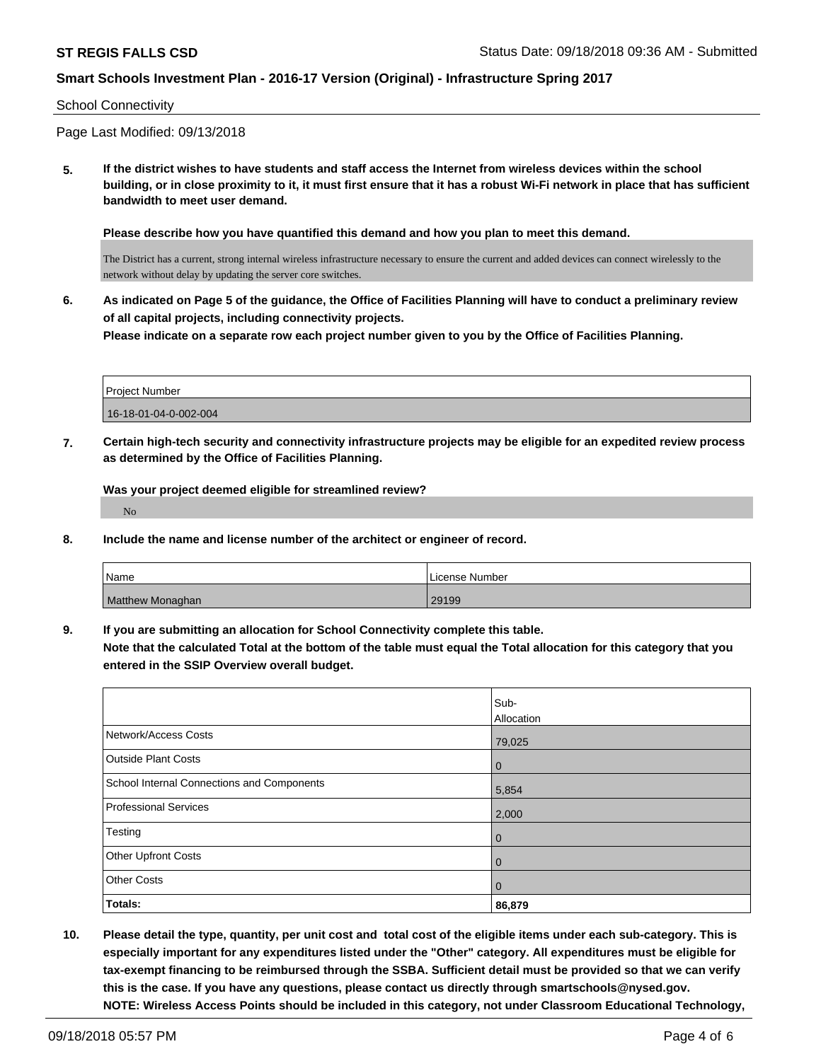School Connectivity

Page Last Modified: 09/13/2018

**5. If the district wishes to have students and staff access the Internet from wireless devices within the school building, or in close proximity to it, it must first ensure that it has a robust Wi-Fi network in place that has sufficient bandwidth to meet user demand.**

**Please describe how you have quantified this demand and how you plan to meet this demand.**

The District has a current, strong internal wireless infrastructure necessary to ensure the current and added devices can connect wirelessly to the network without delay by updating the server core switches.

**6. As indicated on Page 5 of the guidance, the Office of Facilities Planning will have to conduct a preliminary review of all capital projects, including connectivity projects.**
**Please indicate on a separate row each project number given to you by the Office of Facilities Planning.**

| Project Number |
|---|
| 16-18-01-04-0-002-004 |

**7. Certain high-tech security and connectivity infrastructure projects may be eligible for an expedited review process as determined by the Office of Facilities Planning.**

**Was your project deemed eligible for streamlined review?**

No

**8. Include the name and license number of the architect or engineer of record.**

| Name | License Number |
|---|---|
| Matthew Monaghan | 29199 |

**9. If you are submitting an allocation for School Connectivity complete this table.**
**Note that the calculated Total at the bottom of the table must equal the Total allocation for this category that you entered in the SSIP Overview overall budget.**

| | Sub-Allocation |
|---|---|
| Network/Access Costs | 79,025 |
| Outside Plant Costs | 0 |
| School Internal Connections and Components | 5,854 |
| Professional Services | 2,000 |
| Testing | 0 |
| Other Upfront Costs | 0 |
| Other Costs | 0 |
| **Totals:** | **86,879** |

**10. Please detail the type, quantity, per unit cost and total cost of the eligible items under each sub-category. This is especially important for any expenditures listed under the "Other" category. All expenditures must be eligible for tax-exempt financing to be reimbursed through the SSBA. Sufficient detail must be provided so that we can verify this is the case. If you have any questions, please contact us directly through smartschools@nysed.gov.**
**NOTE: Wireless Access Points should be included in this category, not under Classroom Educational Technology,**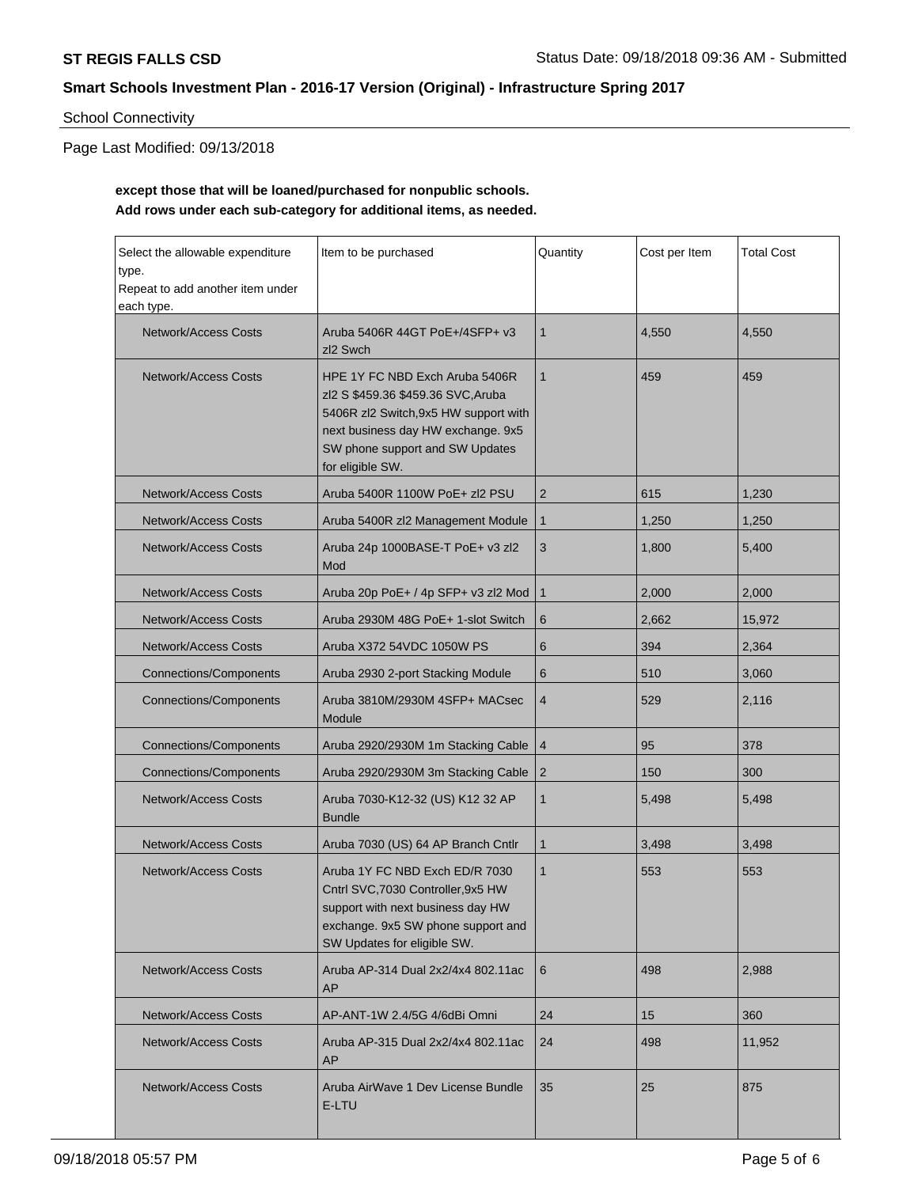School Connectivity

Page Last Modified: 09/13/2018

**except those that will be loaned/purchased for nonpublic schools.**
**Add rows under each sub-category for additional items, as needed.**

| Select the allowable expenditure type. Repeat to add another item under each type. | Item to be purchased | Quantity | Cost per Item | Total Cost |
|---|---|---|---|---|
| Network/Access Costs | Aruba 5406R 44GT PoE+/4SFP+ v3 zl2 Swch | 1 | 4,550 | 4,550 |
| Network/Access Costs | HPE 1Y FC NBD Exch Aruba 5406R zl2 S $459.36 $459.36 SVC,Aruba 5406R zl2 Switch,9x5 HW support with next business day HW exchange. 9x5 SW phone support and SW Updates for eligible SW. | 1 | 459 | 459 |
| Network/Access Costs | Aruba 5400R 1100W PoE+ zl2 PSU | 2 | 615 | 1,230 |
| Network/Access Costs | Aruba 5400R zl2 Management Module | 1 | 1,250 | 1,250 |
| Network/Access Costs | Aruba 24p 1000BASE-T PoE+ v3 zl2 Mod | 3 | 1,800 | 5,400 |
| Network/Access Costs | Aruba 20p PoE+ / 4p SFP+ v3 zl2 Mod | 1 | 2,000 | 2,000 |
| Network/Access Costs | Aruba 2930M 48G PoE+ 1-slot Switch | 6 | 2,662 | 15,972 |
| Network/Access Costs | Aruba X372 54VDC 1050W PS | 6 | 394 | 2,364 |
| Connections/Components | Aruba 2930 2-port Stacking Module | 6 | 510 | 3,060 |
| Connections/Components | Aruba 3810M/2930M 4SFP+ MACsec Module | 4 | 529 | 2,116 |
| Connections/Components | Aruba 2920/2930M 1m Stacking Cable | 4 | 95 | 378 |
| Connections/Components | Aruba 2920/2930M 3m Stacking Cable | 2 | 150 | 300 |
| Network/Access Costs | Aruba 7030-K12-32 (US) K12 32 AP Bundle | 1 | 5,498 | 5,498 |
| Network/Access Costs | Aruba 7030 (US) 64 AP Branch Cntlr | 1 | 3,498 | 3,498 |
| Network/Access Costs | Aruba 1Y FC NBD Exch ED/R 7030 Cntrl SVC,7030 Controller,9x5 HW support with next business day HW exchange. 9x5 SW phone support and SW Updates for eligible SW. | 1 | 553 | 553 |
| Network/Access Costs | Aruba AP-314 Dual 2x2/4x4 802.11ac AP | 6 | 498 | 2,988 |
| Network/Access Costs | AP-ANT-1W 2.4/5G 4/6dBi Omni | 24 | 15 | 360 |
| Network/Access Costs | Aruba AP-315 Dual 2x2/4x4 802.11ac AP | 24 | 498 | 11,952 |
| Network/Access Costs | Aruba AirWave 1 Dev License Bundle E-LTU | 35 | 25 | 875 |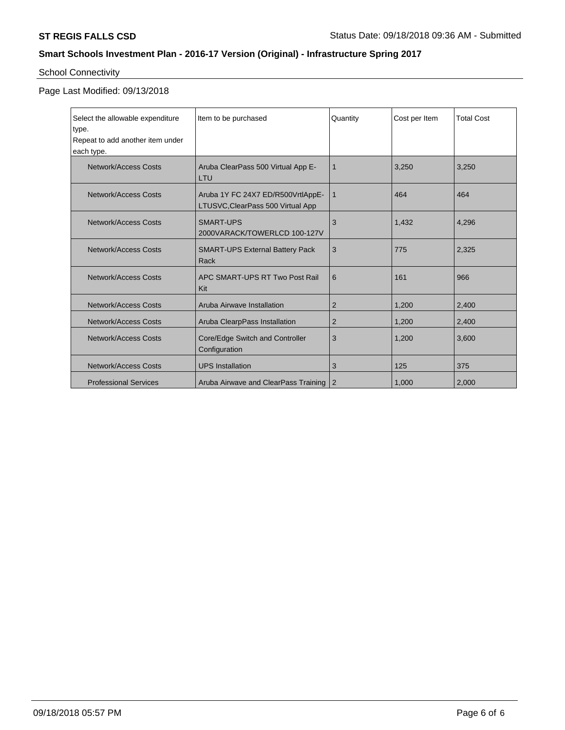**ST REGIS FALLS CSD** Status Date: 09/18/2018 09:36 AM - Submitted

**Smart Schools Investment Plan - 2016-17 Version (Original) - Infrastructure Spring 2017**

School Connectivity

Page Last Modified: 09/13/2018

| Select the allowable expenditure type. Repeat to add another item under each type. | Item to be purchased | Quantity | Cost per Item | Total Cost |
|---|---|---|---|---|
| Network/Access Costs | Aruba ClearPass 500 Virtual App E-LTU | 1 | 3,250 | 3,250 |
| Network/Access Costs | Aruba 1Y FC 24X7 ED/R500VrtlAppE-LTUSVC,ClearPass 500 Virtual App | 1 | 464 | 464 |
| Network/Access Costs | SMART-UPS 2000VARACK/TOWERLCD 100-127V | 3 | 1,432 | 4,296 |
| Network/Access Costs | SMART-UPS External Battery Pack Rack | 3 | 775 | 2,325 |
| Network/Access Costs | APC SMART-UPS RT Two Post Rail Kit | 6 | 161 | 966 |
| Network/Access Costs | Aruba Airwave Installation | 2 | 1,200 | 2,400 |
| Network/Access Costs | Aruba ClearpPass Installation | 2 | 1,200 | 2,400 |
| Network/Access Costs | Core/Edge Switch and Controller Configuration | 3 | 1,200 | 3,600 |
| Network/Access Costs | UPS Installation | 3 | 125 | 375 |
| Professional Services | Aruba Airwave and ClearPass Training | 2 | 1,000 | 2,000 |